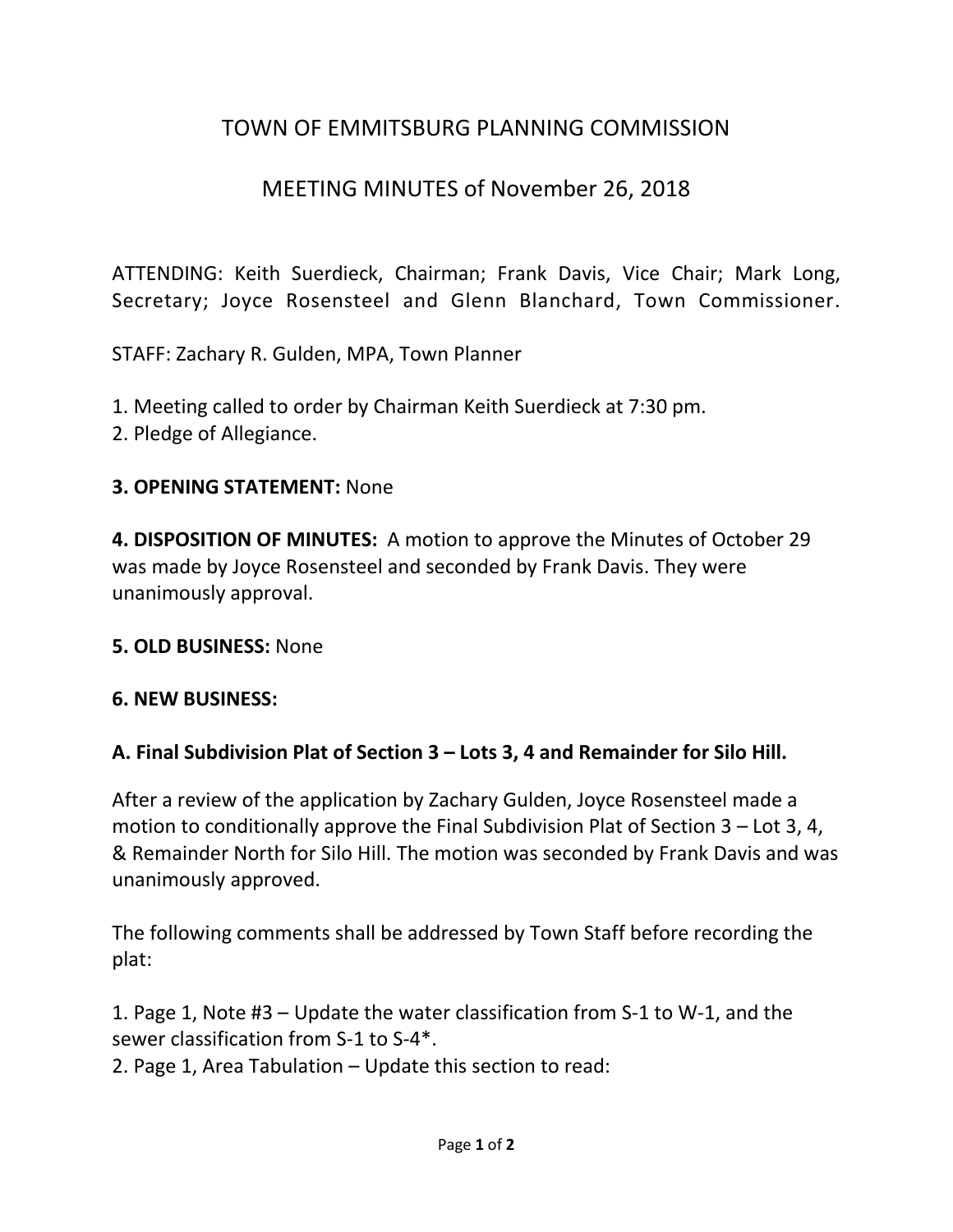# TOWN OF EMMITSBURG PLANNING COMMISSION

## MEETING MINUTES of November 26, 2018

ATTENDING: Keith Suerdieck, Chairman; Frank Davis, Vice Chair; Mark Long, Secretary; Joyce Rosensteel and Glenn Blanchard, Town Commissioner.

STAFF: Zachary R. Gulden, MPA, Town Planner

1. Meeting called to order by Chairman Keith Suerdieck at 7:30 pm.
2. Pledge of Allegiance.

**3. OPENING STATEMENT:** None

**4. DISPOSITION OF MINUTES:** A motion to approve the Minutes of October 29 was made by Joyce Rosensteel and seconded by Frank Davis. They were unanimously approval.

**5. OLD BUSINESS:** None

**6. NEW BUSINESS:**

**A. Final Subdivision Plat of Section 3 – Lots 3, 4 and Remainder for Silo Hill.**

After a review of the application by Zachary Gulden, Joyce Rosensteel made a motion to conditionally approve the Final Subdivision Plat of Section 3 – Lot 3, 4, & Remainder North for Silo Hill. The motion was seconded by Frank Davis and was unanimously approved.

The following comments shall be addressed by Town Staff before recording the plat:

1. Page 1, Note #3 – Update the water classification from S-1 to W-1, and the sewer classification from S-1 to S-4*.
2. Page 1, Area Tabulation – Update this section to read: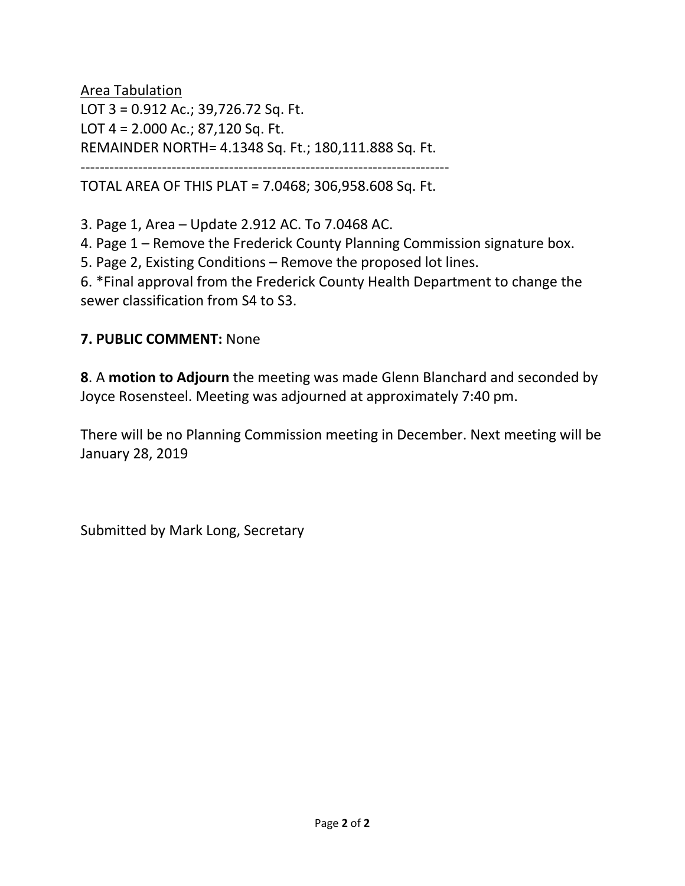Area Tabulation
LOT 3 = 0.912 Ac.; 39,726.72 Sq. Ft.
LOT 4 = 2.000 Ac.; 87,120 Sq. Ft.
REMAINDER NORTH= 4.1348 Sq. Ft.; 180,111.888 Sq. Ft.

--------------------------------------------------------------------------

TOTAL AREA OF THIS PLAT = 7.0468; 306,958.608 Sq. Ft.

3. Page 1, Area – Update 2.912 AC. To 7.0468 AC.
4. Page 1 – Remove the Frederick County Planning Commission signature box.
5. Page 2, Existing Conditions – Remove the proposed lot lines.
6. *Final approval from the Frederick County Health Department to change the sewer classification from S4 to S3.

**7. PUBLIC COMMENT:** None

**8**. A **motion to Adjourn** the meeting was made Glenn Blanchard and seconded by Joyce Rosensteel. Meeting was adjourned at approximately 7:40 pm.

There will be no Planning Commission meeting in December. Next meeting will be January 28, 2019

Submitted by Mark Long, Secretary